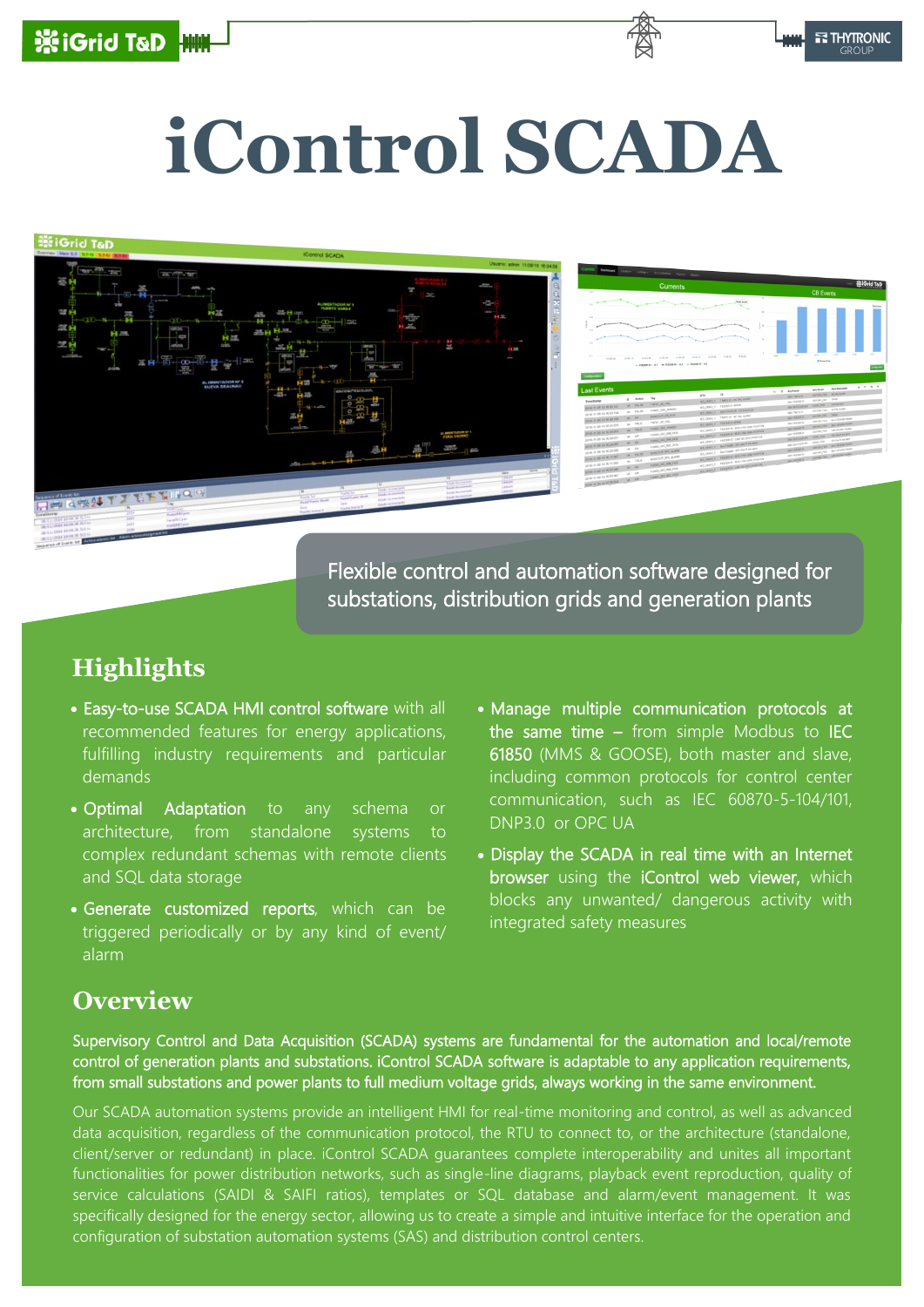# iControl SCADA

Flexible control and automation software designed for substations, distribution grids and generation plants

## Highlights

- **Easy-to-use SCADA HMI control software** with all recommended features for energy applications, fulfilling industry requirements and particular demands
- **Optimal Adaptation** to any schema or architecture, from standalone systems to complex redundant schemas with remote clients and SQL data storage
- **Generate customized reports**, which can be triggered periodically or by any kind of event/ alarm
- **Manage multiple communication protocols at the same time** – from simple Modbus to **IEC 61850** (MMS & GOOSE), both master and slave, including common protocols for control center communication, such as IEC 60870-5-104/101, DNP3.0 or OPC UA
- **Display the SCADA in real time with an Internet browser** using the **iControl web viewer,** which blocks any unwanted/ dangerous activity with integrated safety measures

## Overview

**Supervisory Control and Data Acquisition (SCADA) systems are fundamental for the automation and local/remote control of generation plants and substations. iControl SCADA software is adaptable to any application requirements, from small substations and power plants to full medium voltage grids, always working in the same environment.**

Our SCADA automation systems provide an intelligent HMI for real-time monitoring and control, as well as advanced data acquisition, regardless of the communication protocol, the RTU to connect to, or the architecture (standalone, client/server or redundant) in place. iControl SCADA guarantees complete interoperability and unites all important functionalities for power distribution networks, such as single-line diagrams, playback event reproduction, quality of service calculations (SAIDI & SAIFI ratios), templates or SQL database and alarm/event management. It was specifically designed for the energy sector, allowing us to create a simple and intuitive interface for the operation and configuration of substation automation systems (SAS) and distribution control centers.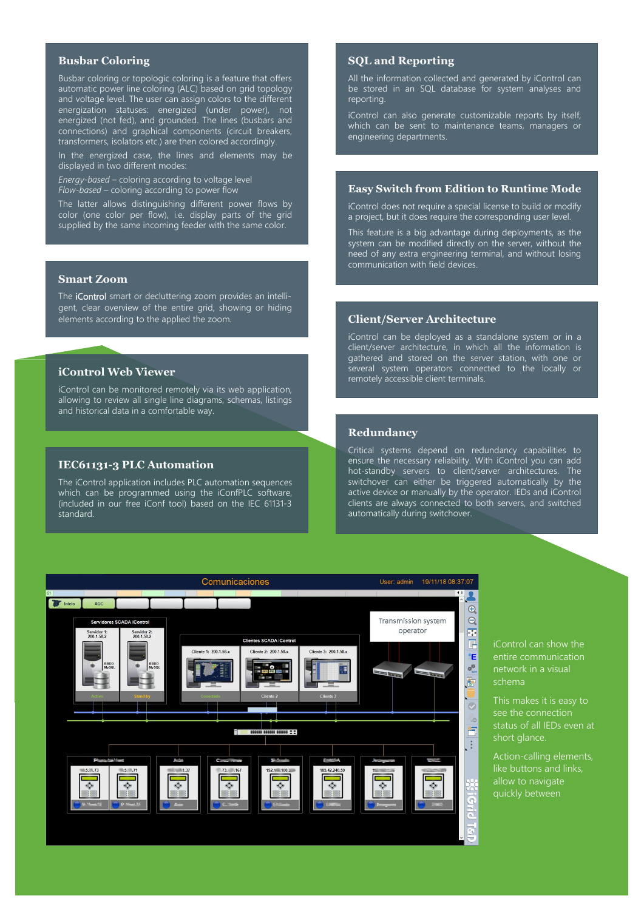## Busbar Coloring

Busbar coloring or topologic coloring is a feature that offers automatic power line coloring (ALC) based on grid topology and voltage level. The user can assign colors to the different energization statuses: energized (under power), not energized (not fed), and grounded. The lines (busbars and connections) and graphical components (circuit breakers, transformers, isolators etc.) are then colored accordingly.

In the energized case, the lines and elements may be displayed in two different modes:

*Energy-based* – coloring according to voltage level
*Flow-based* – coloring according to power flow

The latter allows distinguishing different power flows by color (one color per flow), i.e. display parts of the grid supplied by the same incoming feeder with the same color.

## Smart Zoom

The iControl smart or decluttering zoom provides an intelligent, clear overview of the entire grid, showing or hiding elements according to the applied the zoom.

## iControl Web Viewer

iControl can be monitored remotely via its web application, allowing to review all single line diagrams, schemas, listings and historical data in a comfortable way.

## IEC61131-3 PLC Automation

The iControl application includes PLC automation sequences which can be programmed using the iConfPLC software, (included in our free iConf tool) based on the IEC 61131-3 standard.

## SQL and Reporting

All the information collected and generated by iControl can be stored in an SQL database for system analyses and reporting.

iControl can also generate customizable reports by itself, which can be sent to maintenance teams, managers or engineering departments.

## Easy Switch from Edition to Runtime Mode

iControl does not require a special license to build or modify a project, but it does require the corresponding user level.

This feature is a big advantage during deployments, as the system can be modified directly on the server, without the need of any extra engineering terminal, and without losing communication with field devices.

## Client/Server Architecture

iControl can be deployed as a standalone system or in a client/server architecture, in which all the information is gathered and stored on the server station, with one or several system operators connected to the locally or remotely accessible client terminals.

## Redundancy

Critical systems depend on redundancy capabilities to ensure the necessary reliability. With iControl you can add hot-standby servers to client/server architectures. The switchover can either be triggered automatically by the active device or manually by the operator. IEDs and iControl clients are always connected to both servers, and switched automatically during switchover.

iControl can show the entire communication network in a visual schema

This makes it is easy to see the connection status of all IEDs even at short glance.

Action-calling elements, like buttons and links, allow to navigate quickly between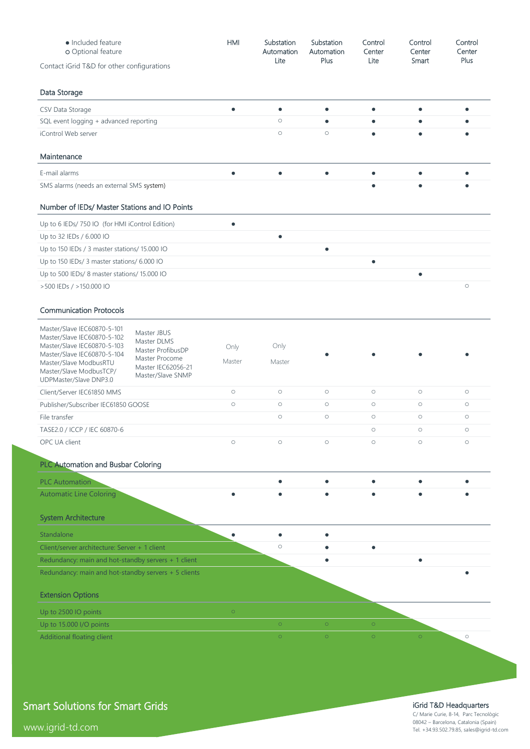- ● Included feature
- ○ Optional feature

Contact iGrid T&D for other configurations

| | HMI | Substation Automation Lite | Substation Automation Plus | Control Center Lite | Control Center Smart | Control Center Plus |
|---|---|---|---|---|---|---|
| **Data Storage** | | | | | | |
| CSV Data Storage | ● | ● | ● | ● | ● | ● |
| SQL event logging + advanced reporting | | ○ | ● | ● | ● | ● |
| iControl Web server | | ○ | ○ | ● | ● | ● |
| **Maintenance** | | | | | | |
| E-mail alarms | ● | ● | ● | ● | ● | ● |
| SMS alarms (needs an external SMS system) | | | | ● | ● | ● |
| **Number of IEDs/ Master Stations and IO Points** | | | | | | |
| Up to 6 IEDs/ 750 IO (for HMI iControl Edition) | ● | | | | | |
| Up to 32 IEDs / 6.000 IO | | ● | | | | |
| Up to 150 IEDs / 3 master stations/ 15.000 IO | | | ● | | | |
| Up to 150 IEDs/ 3 master stations/ 6.000 IO | | | | ● | | |
| Up to 500 IEDs/ 8 master stations/ 15.000 IO | | | | | ● | |
| >500 IEDs / >150.000 IO | | | | | | ○ |
| **Communication Protocols** | | | | | | |
| Master/Slave IEC60870-5-101, Master/Slave IEC60870-5-102, Master/Slave IEC60870-5-103, Master/Slave IEC60870-5-104, Master/Slave ModbusRTU, Master/Slave ModbusTCP/UDP, Master/Slave DNP3.0, Master JBUS, Master DLMS, Master ProfibusDP, Master Procome, Master IEC62056-21, Master/Slave SNMP | Only Master | Only Master | ● | ● | ● | ● |
| Client/Server IEC61850 MMS | ○ | ○ | ○ | ○ | ○ | ○ |
| Publisher/Subscriber IEC61850 GOOSE | ○ | ○ | ○ | ○ | ○ | ○ |
| File transfer | | ○ | ○ | ○ | ○ | ○ |
| TASE2.0 / ICCP / IEC 60870-6 | | | | ○ | ○ | ○ |
| OPC UA client | ○ | ○ | ○ | ○ | ○ | ○ |
| **PLC Automation and Busbar Coloring** | | | | | | |
| PLC Automation | | ● | ● | ● | ● | ● |
| Automatic Line Coloring | ● | ● | ● | ● | ● | ● |
| **System Architecture** | | | | | | |
| Standalone | ● | ● | ● | | | |
| Client/server architecture: Server + 1 client | | ○ | ● | ● | | |
| Redundancy: main and hot-standby servers + 1 client | | | ● | | ● | |
| Redundancy: main and hot-standby servers + 5 clients | | | | | | ● |
| **Extension Options** | | | | | | |
| Up to 2500 IO points | ○ | | | | | |
| Up to 15.000 I/O points | | ○ | ○ | ○ | | |
| Additional floating client | | ○ | ○ | ○ | ○ | ○ |

Smart Solutions for Smart Grids

www.igrid-td.com

**iGrid T&D Headquarters**
C/ Marie Curie, 8-14, Parc Tecnològic
08042 – Barcelona, Catalonia (Spain)
Tel. +34.93.502.79.85, sales@igrid-td.com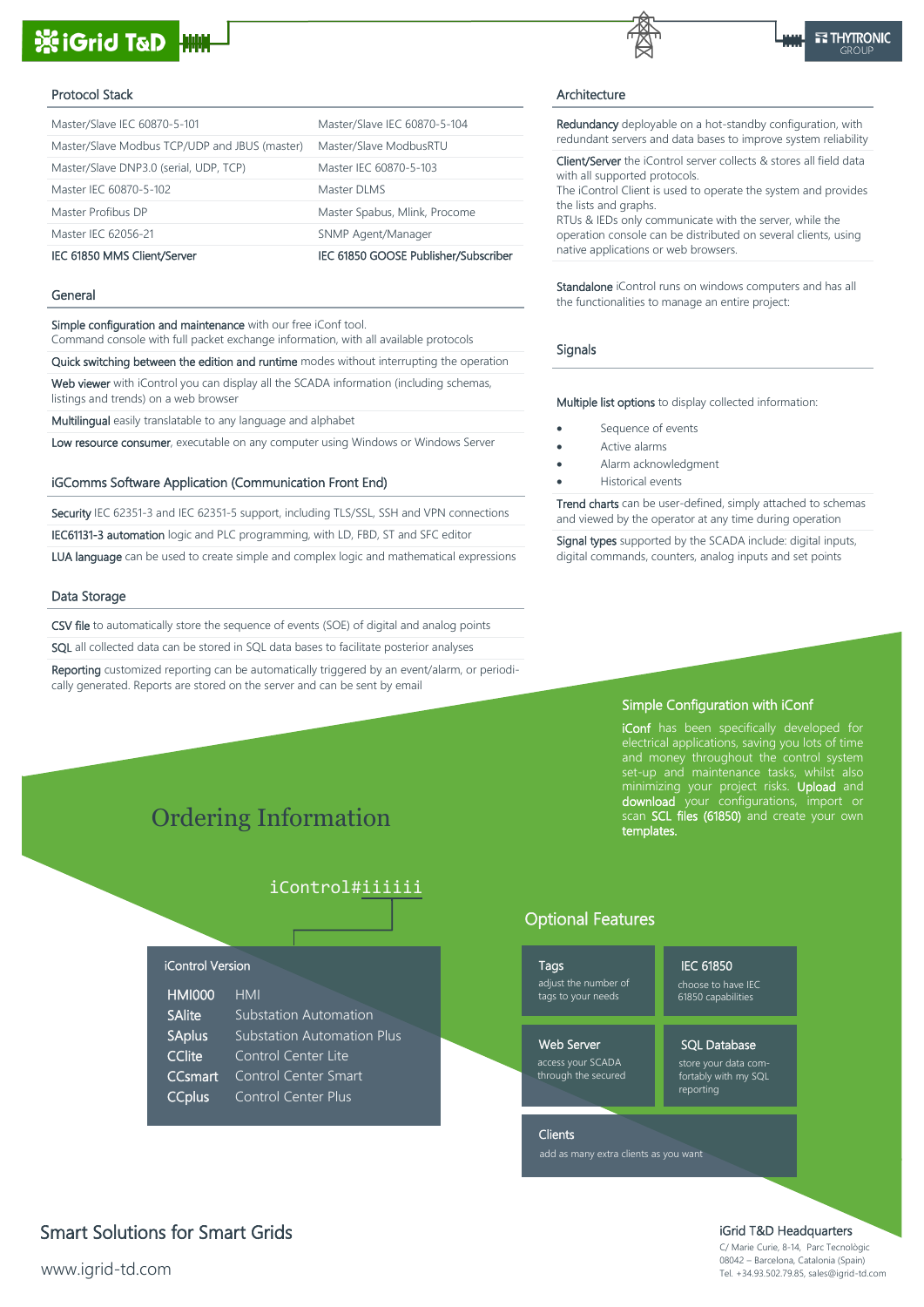## Protocol Stack

| | |
|---|---|
| Master/Slave IEC 60870-5-101 | Master/Slave IEC 60870-5-104 |
| Master/Slave Modbus TCP/UDP and JBUS (master) | Master/Slave ModbusRTU |
| Master/Slave DNP3.0 (serial, UDP, TCP) | Master IEC 60870-5-103 |
| Master IEC 60870-5-102 | Master DLMS |
| Master Profibus DP | Master Spabus, Mlink, Procome |
| Master IEC 62056-21 | SNMP Agent/Manager |
| IEC 61850 MMS Client/Server | IEC 61850 GOOSE Publisher/Subscriber |

## General

Simple configuration and maintenance with our free iConf tool.
Command console with full packet exchange information, with all available protocols

Quick switching between the edition and runtime modes without interrupting the operation

Web viewer with iControl you can display all the SCADA information (including schemas, listings and trends) on a web browser

Multilingual easily translatable to any language and alphabet

Low resource consumer, executable on any computer using Windows or Windows Server

## iGComms Software Application (Communication Front End)

Security IEC 62351-3 and IEC 62351-5 support, including TLS/SSL, SSH and VPN connections

IEC61131-3 automation logic and PLC programming, with LD, FBD, ST and SFC editor

LUA language can be used to create simple and complex logic and mathematical expressions

## Data Storage

CSV file to automatically store the sequence of events (SOE) of digital and analog points

SQL all collected data can be stored in SQL data bases to facilitate posterior analyses

Reporting customized reporting can be automatically triggered by an event/alarm, or periodically generated. Reports are stored on the server and can be sent by email

## Architecture

Redundancy deployable on a hot-standby configuration, with redundant servers and data bases to improve system reliability

Client/Server the iControl server collects & stores all field data with all supported protocols.
The iControl Client is used to operate the system and provides the lists and graphs.
RTUs & IEDs only communicate with the server, while the operation console can be distributed on several clients, using native applications or web browsers.

Standalone iControl runs on windows computers and has all the functionalities to manage an entire project:

## Signals

Multiple list options to display collected information:

- Sequence of events
- Active alarms
- Alarm acknowledgment
- Historical events

Trend charts can be user-defined, simply attached to schemas and viewed by the operator at any time during operation

Signal types supported by the SCADA include: digital inputs, digital commands, counters, analog inputs and set points

## Simple Configuration with iConf

iConf has been specifically developed for electrical applications, saving you lots of time and money throughout the control system set-up and maintenance tasks, whilst also minimizing your project risks. **Upload** and **download** your configurations, import or scan **SCL files (61850)** and create your own **templates.**

# Ordering Information

iControl#iiiiii

### iControl Version

| | |
|---|---|
| HMI000 | HMI |
| SAlite | Substation Automation |
| SAplus | Substation Automation Plus |
| CClite | Control Center Lite |
| CCsmart | Control Center Smart |
| CCplus | Control Center Plus |

## Optional Features

**Tags**
adjust the number of tags to your needs

**IEC 61850**
choose to have IEC 61850 capabilities

**Web Server**
access your SCADA through the secured

**SQL Database**
store your data comfortably with my SQL reporting

**Clients**
add as many extra clients as you want

Smart Solutions for Smart Grids

www.igrid-td.com

**iGrid T&D Headquarters**
C/ Marie Curie, 8-14, Parc Tecnològic
08042 – Barcelona, Catalonia (Spain)
Tel. +34.93.502.79.85, sales@igrid-td.com